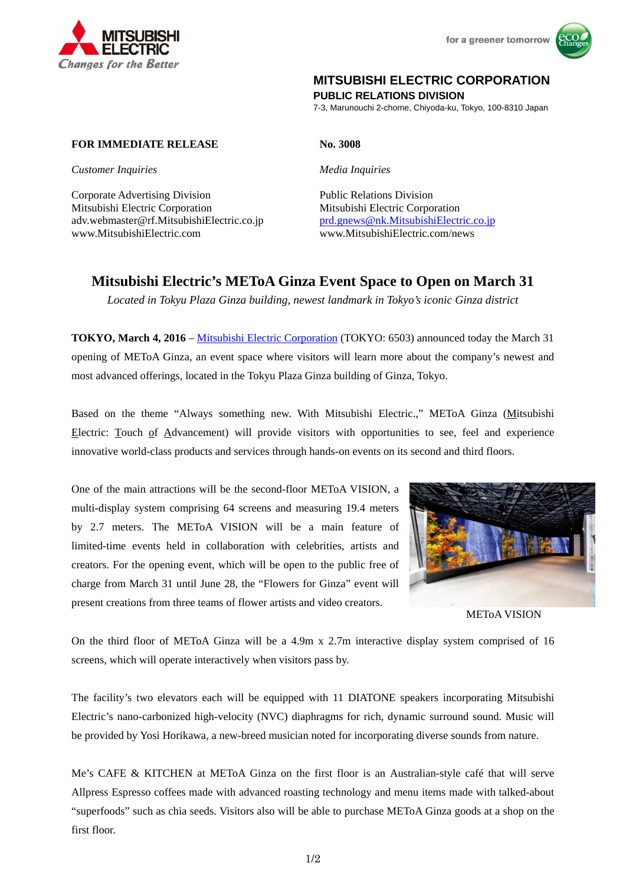**MITSUBISHI ELECTRIC CORPORATION**
**PUBLIC RELATIONS DIVISION**
7-3, Marunouchi 2-chome, Chiyoda-ku, Tokyo, 100-8310 Japan

**FOR IMMEDIATE RELEASE**

**No. 3008**

*Customer Inquiries*

Corporate Advertising Division
Mitsubishi Electric Corporation
adv.webmaster@rf.MitsubishiElectric.co.jp
www.MitsubishiElectric.com

*Media Inquiries*

Public Relations Division
Mitsubishi Electric Corporation
prd.gnews@nk.MitsubishiElectric.co.jp
www.MitsubishiElectric.com/news

# Mitsubishi Electric's METoA Ginza Event Space to Open on March 31

*Located in Tokyu Plaza Ginza building, newest landmark in Tokyo's iconic Ginza district*

**TOKYO, March 4, 2016** – Mitsubishi Electric Corporation (TOKYO: 6503) announced today the March 31 opening of METoA Ginza, an event space where visitors will learn more about the company's newest and most advanced offerings, located in the Tokyu Plaza Ginza building of Ginza, Tokyo.

Based on the theme "Always something new. With Mitsubishi Electric.," METoA Ginza (Mitsubishi Electric: Touch of Advancement) will provide visitors with opportunities to see, feel and experience innovative world-class products and services through hands-on events on its second and third floors.

One of the main attractions will be the second-floor METoA VISION, a multi-display system comprising 64 screens and measuring 19.4 meters by 2.7 meters. The METoA VISION will be a main feature of limited-time events held in collaboration with celebrities, artists and creators. For the opening event, which will be open to the public free of charge from March 31 until June 28, the "Flowers for Ginza" event will present creations from three teams of flower artists and video creators.

METoA VISION

On the third floor of METoA Ginza will be a 4.9m x 2.7m interactive display system comprised of 16 screens, which will operate interactively when visitors pass by.

The facility's two elevators each will be equipped with 11 DIATONE speakers incorporating Mitsubishi Electric's nano-carbonized high-velocity (NVC) diaphragms for rich, dynamic surround sound. Music will be provided by Yosi Horikawa, a new-breed musician noted for incorporating diverse sounds from nature.

Me's CAFE & KITCHEN at METoA Ginza on the first floor is an Australian-style café that will serve Allpress Espresso coffees made with advanced roasting technology and menu items made with talked-about "superfoods" such as chia seeds. Visitors also will be able to purchase METoA Ginza goods at a shop on the first floor.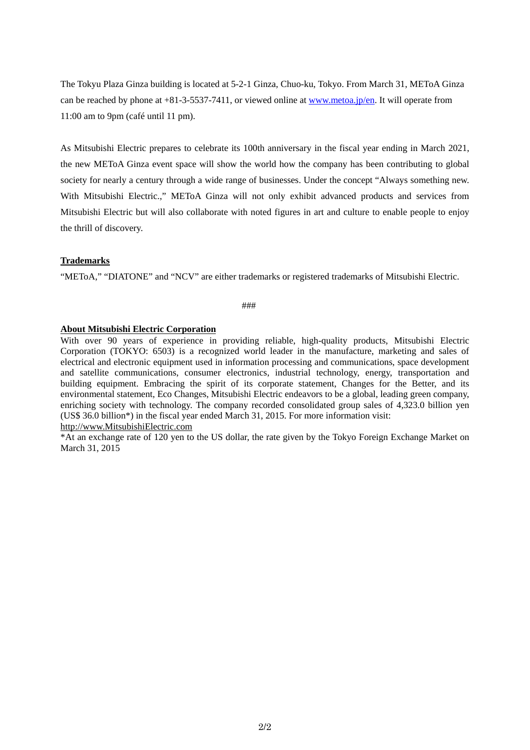The Tokyu Plaza Ginza building is located at 5-2-1 Ginza, Chuo-ku, Tokyo. From March 31, METoA Ginza can be reached by phone at +81-3-5537-7411, or viewed online at [www.metoa.jp/en](http://www.metoa.jp/en). It will operate from 11:00 am to 9pm (café until 11 pm).

As Mitsubishi Electric prepares to celebrate its 100th anniversary in the fiscal year ending in March 2021, the new METoA Ginza event space will show the world how the company has been contributing to global society for nearly a century through a wide range of businesses. Under the concept "Always something new. With Mitsubishi Electric.," METoA Ginza will not only exhibit advanced products and services from Mitsubishi Electric but will also collaborate with noted figures in art and culture to enable people to enjoy the thrill of discovery.

**Trademarks**

"METoA," "DIATONE" and "NCV" are either trademarks or registered trademarks of Mitsubishi Electric.

###

**About Mitsubishi Electric Corporation**

With over 90 years of experience in providing reliable, high-quality products, Mitsubishi Electric Corporation (TOKYO: 6503) is a recognized world leader in the manufacture, marketing and sales of electrical and electronic equipment used in information processing and communications, space development and satellite communications, consumer electronics, industrial technology, energy, transportation and building equipment. Embracing the spirit of its corporate statement, Changes for the Better, and its environmental statement, Eco Changes, Mitsubishi Electric endeavors to be a global, leading green company, enriching society with technology. The company recorded consolidated group sales of 4,323.0 billion yen (US$ 36.0 billion*) in the fiscal year ended March 31, 2015. For more information visit: http://www.MitsubishiElectric.com

*At an exchange rate of 120 yen to the US dollar, the rate given by the Tokyo Foreign Exchange Market on March 31, 2015